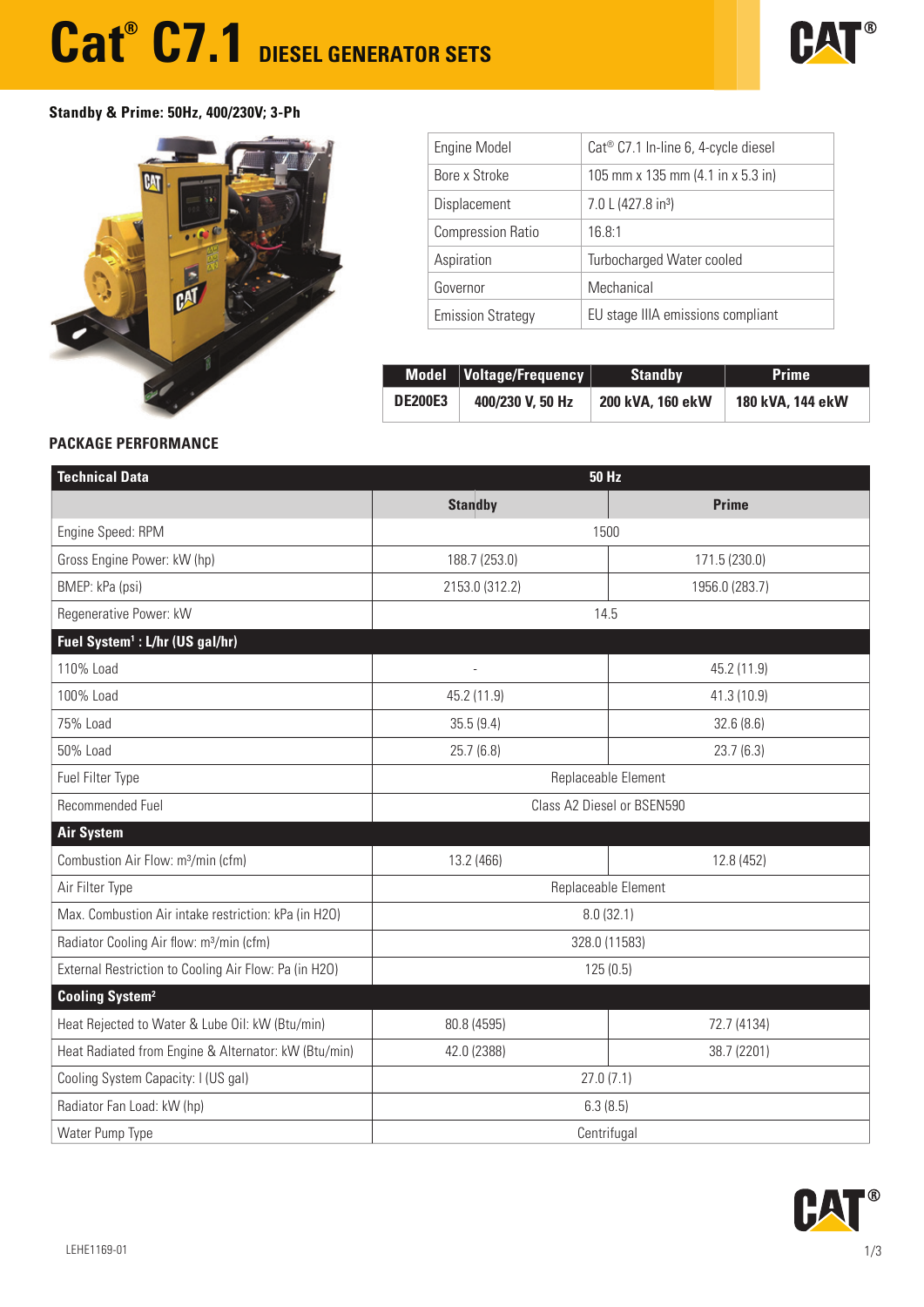# Cat® C7.1 DIESEL GENERATOR SETS

**Standby & Prime: 50Hz, 400/230V; 3-Ph**

| | |
|---|---|
| Engine Model | Cat® C7.1 In-line 6, 4-cycle diesel |
| Bore x Stroke | 105 mm x 135 mm (4.1 in x 5.3 in) |
| Displacement | 7.0 L (427.8 in³) |
| Compression Ratio | 16.8:1 |
| Aspiration | Turbocharged Water cooled |
| Governor | Mechanical |
| Emission Strategy | EU stage IIIA emissions compliant |

| Model | Voltage/Frequency | Standby | Prime |
|---|---|---|---|
| DE200E3 | 400/230 V, 50 Hz | 200 kVA, 160 ekW | 180 kVA, 144 ekW |

## PACKAGE PERFORMANCE

| Technical Data | 50 Hz | |
|---|---|---|
| | Standby | Prime |
| Engine Speed: RPM | 1500 | |
| Gross Engine Power: kW (hp) | 188.7 (253.0) | 171.5 (230.0) |
| BMEP: kPa (psi) | 2153.0 (312.2) | 1956.0 (283.7) |
| Regenerative Power: kW | 14.5 | |
| **Fuel System[1] : L/hr (US gal/hr)** | | |
| 110% Load | - | 45.2 (11.9) |
| 100% Load | 45.2 (11.9) | 41.3 (10.9) |
| 75% Load | 35.5 (9.4) | 32.6 (8.6) |
| 50% Load | 25.7 (6.8) | 23.7 (6.3) |
| Fuel Filter Type | Replaceable Element | |
| Recommended Fuel | Class A2 Diesel or BSEN590 | |
| **Air System** | | |
| Combustion Air Flow: m³/min (cfm) | 13.2 (466) | 12.8 (452) |
| Air Filter Type | Replaceable Element | |
| Max. Combustion Air intake restriction: kPa (in H2O) | 8.0 (32.1) | |
| Radiator Cooling Air flow: m³/min (cfm) | 328.0 (11583) | |
| External Restriction to Cooling Air Flow: Pa (in H2O) | 125 (0.5) | |
| **Cooling System[2]** | | |
| Heat Rejected to Water & Lube Oil: kW (Btu/min) | 80.8 (4595) | 72.7 (4134) |
| Heat Radiated from Engine & Alternator: kW (Btu/min) | 42.0 (2388) | 38.7 (2201) |
| Cooling System Capacity: l (US gal) | 27.0 (7.1) | |
| Radiator Fan Load: kW (hp) | 6.3 (8.5) | |
| Water Pump Type | Centrifugal | |

LEHE1169-01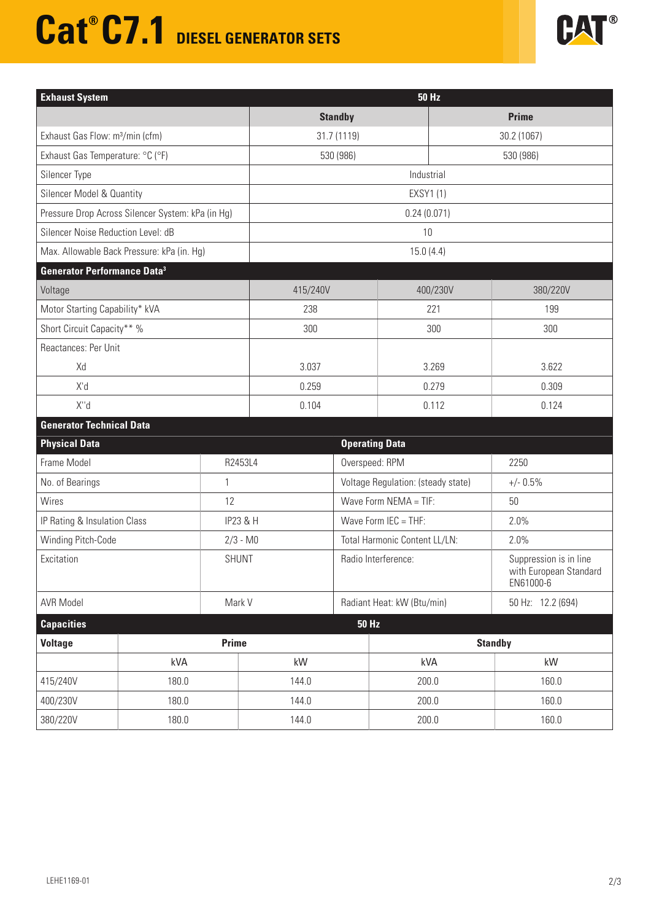# Cat® C7.1 DIESEL GENERATOR SETS

| Exhaust System | 50 Hz | |
|---|---|---|
| | Standby | Prime |
| Exhaust Gas Flow: m³/min (cfm) | 31.7 (1119) | 30.2 (1067) |
| Exhaust Gas Temperature: °C (°F) | 530 (986) | 530 (986) |
| Silencer Type | Industrial | |
| Silencer Model & Quantity | EXSY1 (1) | |
| Pressure Drop Across Silencer System: kPa (in Hg) | 0.24 (0.071) | |
| Silencer Noise Reduction Level: dB | 10 | |
| Max. Allowable Back Pressure: kPa (in. Hg) | 15.0 (4.4) | |

| Generator Performance Data[3] | | | |
|---|---|---|---|
| Voltage | 415/240V | 400/230V | 380/220V |
| Motor Starting Capability* kVA | 238 | 221 | 199 |
| Short Circuit Capacity** % | 300 | 300 | 300 |
| Reactances: Per Unit | | | |
| Xd | 3.037 | 3.269 | 3.622 |
| X'd | 0.259 | 0.279 | 0.309 |
| X''d | 0.104 | 0.112 | 0.124 |

## Generator Technical Data

| Physical Data | | Operating Data | |
|---|---|---|---|
| Frame Model | R2453L4 | Overspeed: RPM | 2250 |
| No. of Bearings | 1 | Voltage Regulation: (steady state) | +/- 0.5% |
| Wires | 12 | Wave Form NEMA = TIF: | 50 |
| IP Rating & Insulation Class | IP23 & H | Wave Form IEC = THF: | 2.0% |
| Winding Pitch-Code | 2/3 - M0 | Total Harmonic Content LL/LN: | 2.0% |
| Excitation | SHUNT | Radio Interference: | Suppression is in line with European Standard EN61000-6 |
| AVR Model | Mark V | Radiant Heat: kW (Btu/min) | 50 Hz: 12.2 (694) |

| Capacities | 50 Hz | | | |
|---|---|---|---|---|
| Voltage | Prime | | Standby | |
| | kVA | kW | kVA | kW |
| 415/240V | 180.0 | 144.0 | 200.0 | 160.0 |
| 400/230V | 180.0 | 144.0 | 200.0 | 160.0 |
| 380/220V | 180.0 | 144.0 | 200.0 | 160.0 |

LEHE1169-01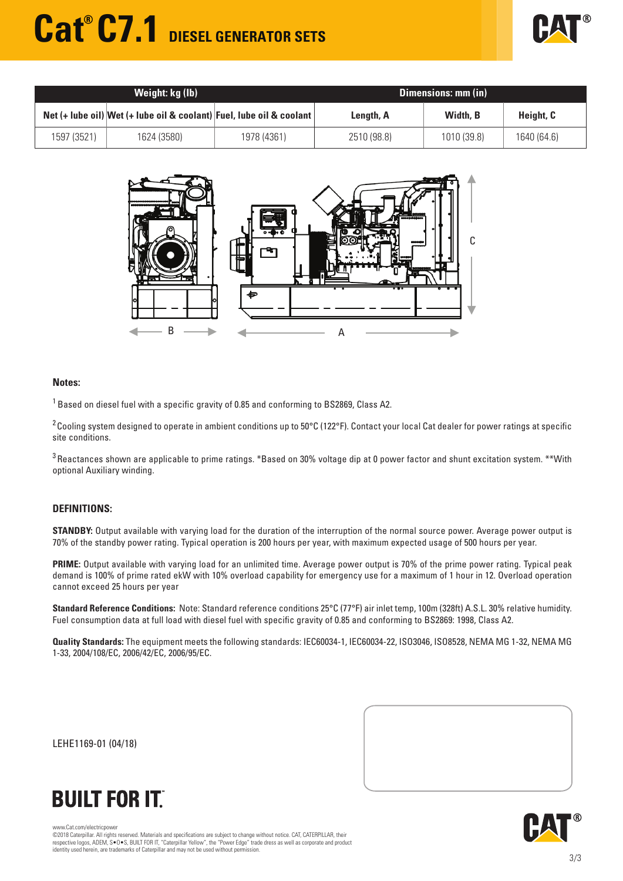# Cat® C7.1 DIESEL GENERATOR SETS

| Weight: kg (lb) | | | Dimensions: mm (in) | | |
|---|---|---|---|---|---|
| Net (+ lube oil) | Wet (+ lube oil & coolant) | Fuel, lube oil & coolant | Length, A | Width, B | Height, C |
| 1597 (3521) | 1624 (3580) | 1978 (4361) | 2510 (98.8) | 1010 (39.8) | 1640 (64.6) |

B

A

C

**Notes:**

[1] Based on diesel fuel with a specific gravity of 0.85 and conforming to BS2869, Class A2.

[2] Cooling system designed to operate in ambient conditions up to 50°C (122°F). Contact your local Cat dealer for power ratings at specific site conditions.

[3] Reactances shown are applicable to prime ratings. *Based on 30% voltage dip at 0 power factor and shunt excitation system. **With optional Auxiliary winding.

**DEFINITIONS:**

**STANDBY:** Output available with varying load for the duration of the interruption of the normal source power. Average power output is 70% of the standby power rating. Typical operation is 200 hours per year, with maximum expected usage of 500 hours per year.

**PRIME:** Output available with varying load for an unlimited time. Average power output is 70% of the prime power rating. Typical peak demand is 100% of prime rated ekW with 10% overload capability for emergency use for a maximum of 1 hour in 12. Overload operation cannot exceed 25 hours per year

**Standard Reference Conditions:** Note: Standard reference conditions 25°C (77°F) air inlet temp, 100m (328ft) A.S.L. 30% relative humidity. Fuel consumption data at full load with diesel fuel with specific gravity of 0.85 and conforming to BS2869: 1998, Class A2.

**Quality Standards:** The equipment meets the following standards: IEC60034-1, IEC60034-22, ISO3046, ISO8528, NEMA MG 1-32, NEMA MG 1-33, 2004/108/EC, 2006/42/EC, 2006/95/EC.

LEHE1169-01 (04/18)

**BUILT FOR IT.**

www.Cat.com/electricpower
©2018 Caterpillar. All rights reserved. Materials and specifications are subject to change without notice. CAT, CATERPILLAR, their respective logos, ADEM, S•O•S, BUILT FOR IT, "Caterpillar Yellow", the "Power Edge" trade dress as well as corporate and product identity used herein, are trademarks of Caterpillar and may not be used without permission.